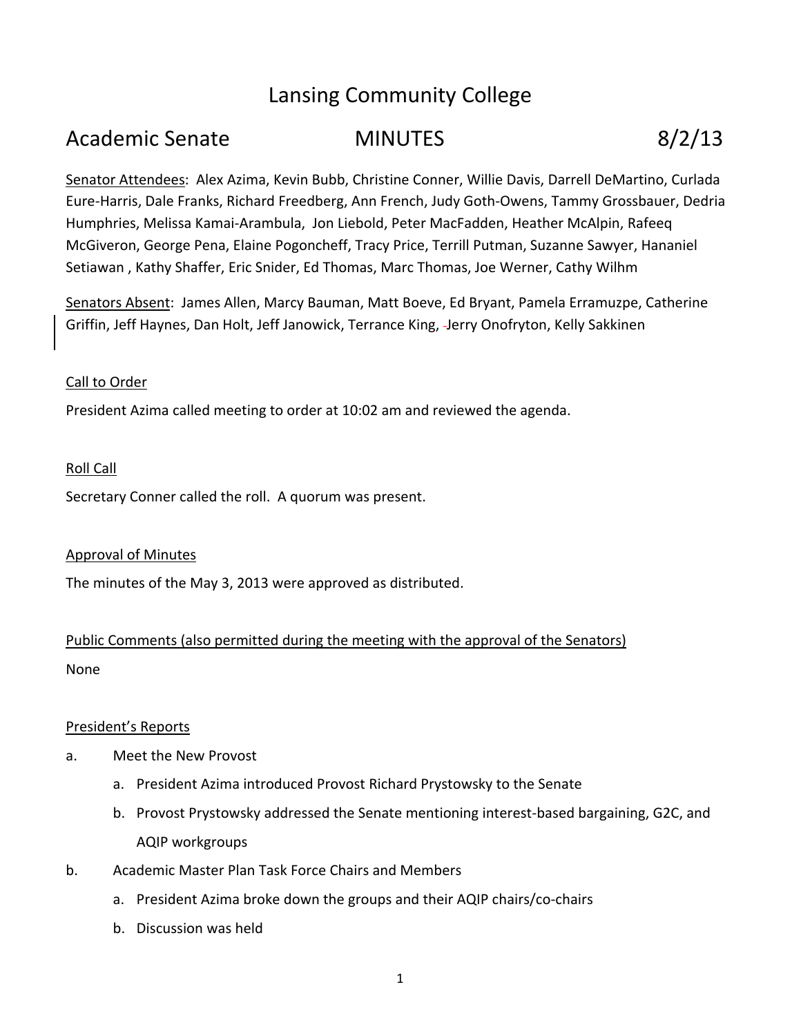# Lansing Community College

## Academic Senate MINUTES 8/2/13

Senator Attendees: Alex Azima, Kevin Bubb, Christine Conner, Willie Davis, Darrell DeMartino, Curlada Eure-Harris, Dale Franks, Richard Freedberg, Ann French, Judy Goth-Owens, Tammy Grossbauer, Dedria Humphries, Melissa Kamai-Arambula, Jon Liebold, Peter MacFadden, Heather McAlpin, Rafeeq McGiveron, George Pena, Elaine Pogoncheff, Tracy Price, Terrill Putman, Suzanne Sawyer, Hananiel Setiawan , Kathy Shaffer, Eric Snider, Ed Thomas, Marc Thomas, Joe Werner, Cathy Wilhm

Senators Absent: James Allen, Marcy Bauman, Matt Boeve, Ed Bryant, Pamela Erramuzpe, Catherine Griffin, Jeff Haynes, Dan Holt, Jeff Janowick, Terrance King, Jerry Onofryton, Kelly Sakkinen

Call to Order

President Azima called meeting to order at 10:02 am and reviewed the agenda.

Roll Call

Secretary Conner called the roll. A quorum was present.

Approval of Minutes

The minutes of the May 3, 2013 were approved as distributed.

Public Comments (also permitted during the meeting with the approval of the Senators)

None

President's Reports

a. Meet the New Provost
   a. President Azima introduced Provost Richard Prystowsky to the Senate
   b. Provost Prystowsky addressed the Senate mentioning interest-based bargaining, G2C, and AQIP workgroups
b. Academic Master Plan Task Force Chairs and Members
   a. President Azima broke down the groups and their AQIP chairs/co-chairs
   b. Discussion was held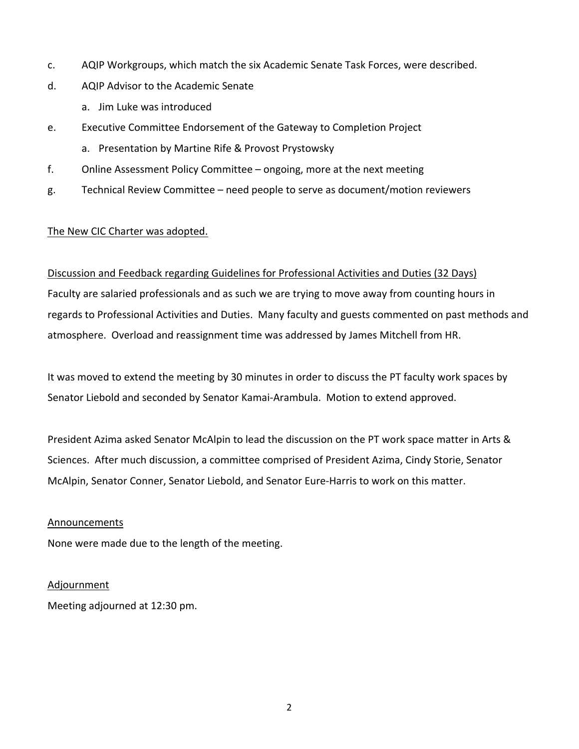c. AQIP Workgroups, which match the six Academic Senate Task Forces, were described.

d. AQIP Advisor to the Academic Senate

   a. Jim Luke was introduced

e. Executive Committee Endorsement of the Gateway to Completion Project

   a. Presentation by Martine Rife & Provost Prystowsky

f. Online Assessment Policy Committee – ongoing, more at the next meeting

g. Technical Review Committee – need people to serve as document/motion reviewers

<u>The New CIC Charter was adopted.</u>

<u>Discussion and Feedback regarding Guidelines for Professional Activities and Duties (32 Days)</u>
Faculty are salaried professionals and as such we are trying to move away from counting hours in regards to Professional Activities and Duties. Many faculty and guests commented on past methods and atmosphere. Overload and reassignment time was addressed by James Mitchell from HR.

It was moved to extend the meeting by 30 minutes in order to discuss the PT faculty work spaces by Senator Liebold and seconded by Senator Kamai-Arambula. Motion to extend approved.

President Azima asked Senator McAlpin to lead the discussion on the PT work space matter in Arts & Sciences. After much discussion, a committee comprised of President Azima, Cindy Storie, Senator McAlpin, Senator Conner, Senator Liebold, and Senator Eure-Harris to work on this matter.

<u>Announcements</u>
None were made due to the length of the meeting.

<u>Adjournment</u>
Meeting adjourned at 12:30 pm.